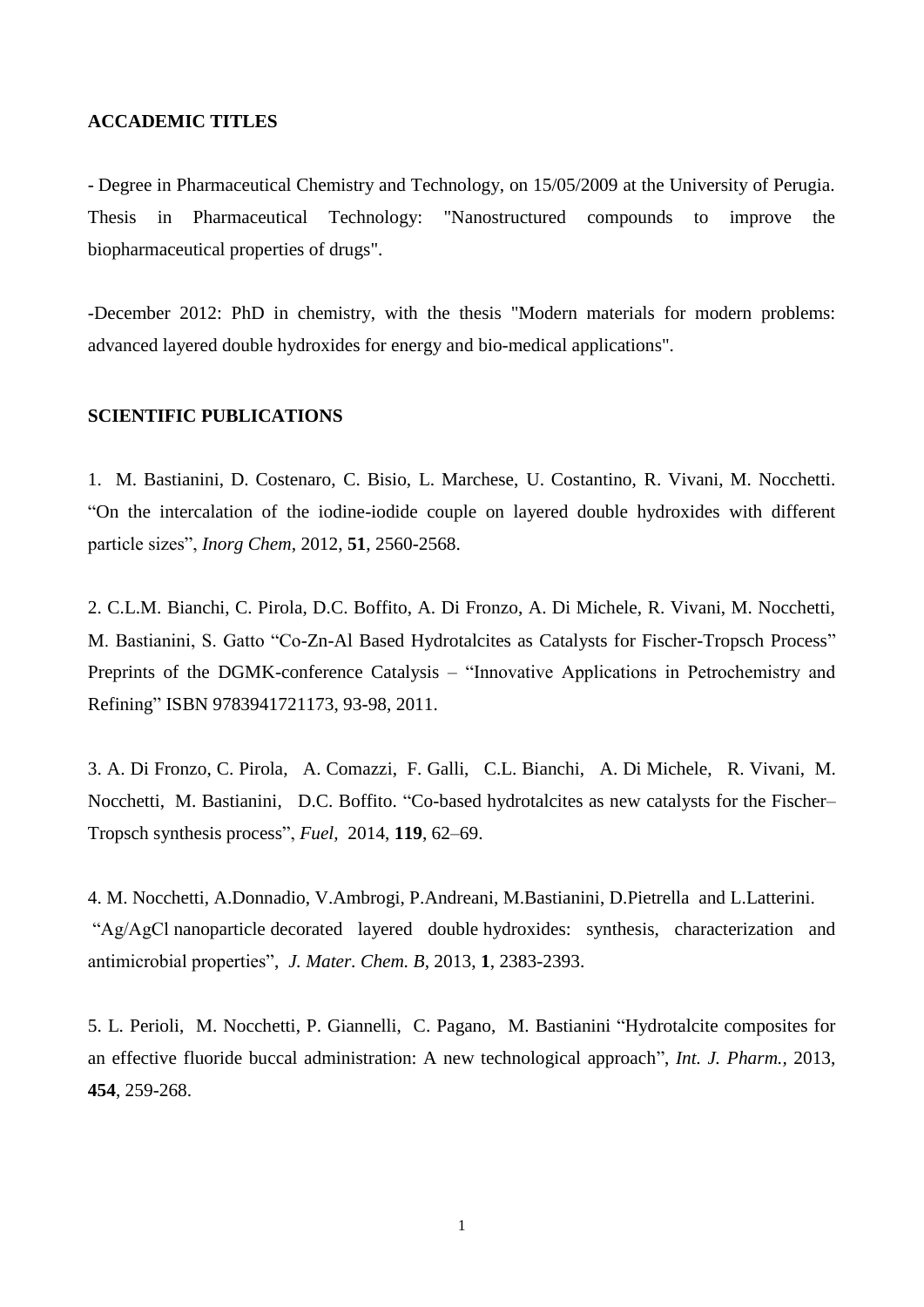**ACCADEMIC TITLES**

- Degree in Pharmaceutical Chemistry and Technology, on 15/05/2009 at the University of Perugia. Thesis in Pharmaceutical Technology: "Nanostructured compounds to improve the biopharmaceutical properties of drugs".

-December 2012: PhD in chemistry, with the thesis "Modern materials for modern problems: advanced layered double hydroxides for energy and bio-medical applications".

**SCIENTIFIC PUBLICATIONS**

1. M. Bastianini, D. Costenaro, C. Bisio, L. Marchese, U. Costantino, R. Vivani, M. Nocchetti. “On the intercalation of the iodine-iodide couple on layered double hydroxides with different particle sizes”, *Inorg Chem*, 2012, **51**, 2560-2568.

2. C.L.M. Bianchi, C. Pirola, D.C. Boffito, A. Di Fronzo, A. Di Michele, R. Vivani, M. Nocchetti, M. Bastianini, S. Gatto “Co-Zn-Al Based Hydrotalcites as Catalysts for Fischer-Tropsch Process” Preprints of the DGMK-conference Catalysis – “Innovative Applications in Petrochemistry and Refining” ISBN 9783941721173, 93-98, 2011.

3. A. Di Fronzo, C. Pirola, A. Comazzi, F. Galli, C.L. Bianchi, A. Di Michele, R. Vivani, M. Nocchetti, M. Bastianini, D.C. Boffito. “Co-based hydrotalcites as new catalysts for the Fischer–Tropsch synthesis process”, *Fuel*, 2014, **119**, 62–69.

4. M. Nocchetti, A.Donnadio, V.Ambrogi, P.Andreani, M.Bastianini, D.Pietrella and L.Latterini. “Ag/AgCl nanoparticle decorated layered double hydroxides: synthesis, characterization and antimicrobial properties”, *J. Mater. Chem. B*, 2013, **1**, 2383-2393.

5. L. Perioli, M. Nocchetti, P. Giannelli, C. Pagano, M. Bastianini “Hydrotalcite composites for an effective fluoride buccal administration: A new technological approach”, *Int. J. Pharm.*, 2013, **454**, 259-268.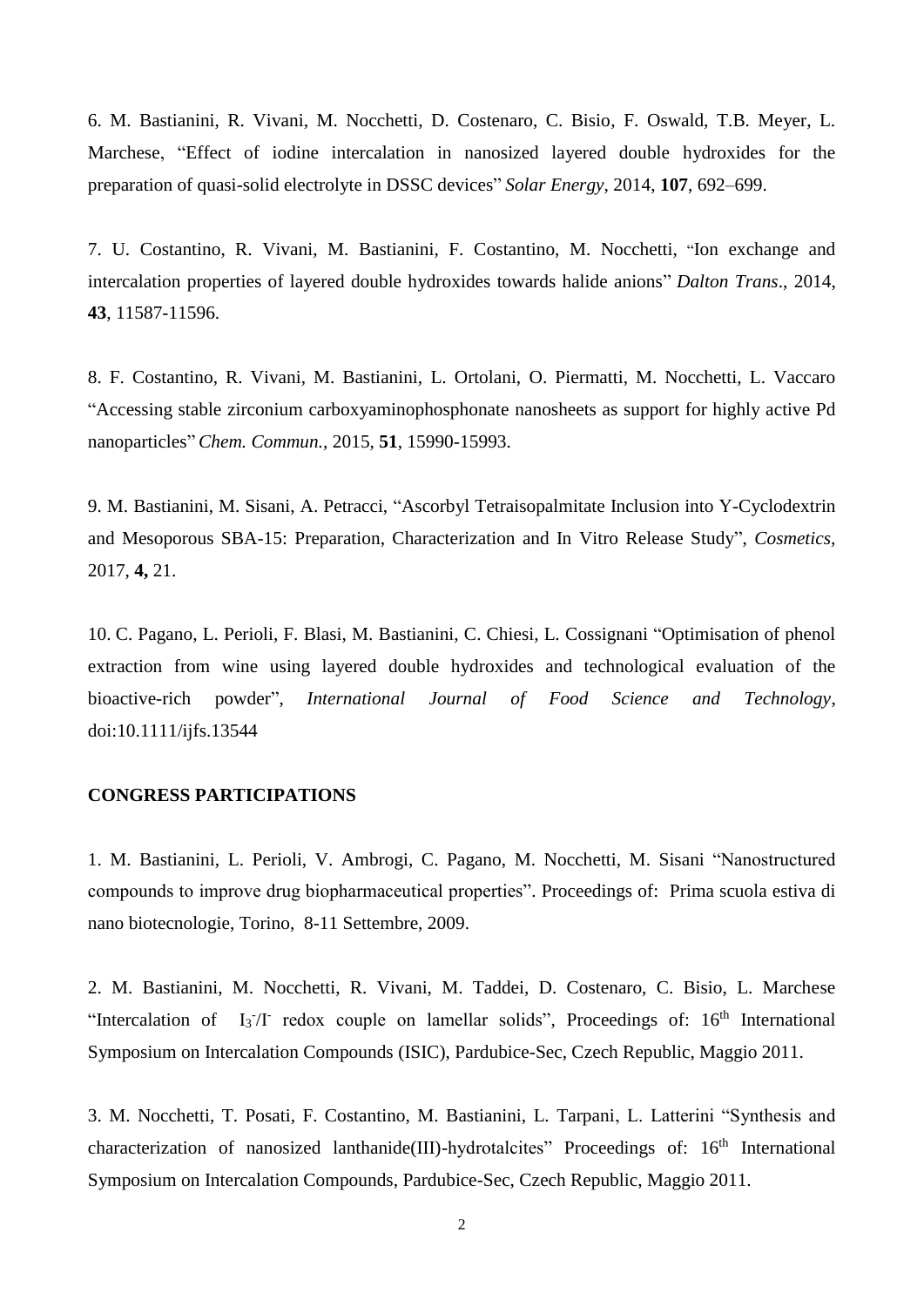6. M. Bastianini, R. Vivani, M. Nocchetti, D. Costenaro, C. Bisio, F. Oswald, T.B. Meyer, L. Marchese, "Effect of iodine intercalation in nanosized layered double hydroxides for the preparation of quasi-solid electrolyte in DSSC devices" *Solar Energy*, 2014, **107**, 692–699.

7. U. Costantino, R. Vivani, M. Bastianini, F. Costantino, M. Nocchetti, "Ion exchange and intercalation properties of layered double hydroxides towards halide anions" *Dalton Trans*., 2014, **43**, 11587-11596.

8. F. Costantino, R. Vivani, M. Bastianini, L. Ortolani, O. Piermatti, M. Nocchetti, L. Vaccaro "Accessing stable zirconium carboxyaminophosphonate nanosheets as support for highly active Pd nanoparticles" *Chem. Commun.,* 2015, **51**, 15990-15993.

9. M. Bastianini, M. Sisani, A. Petracci, "Ascorbyl Tetraisopalmitate Inclusion into Y-Cyclodextrin and Mesoporous SBA-15: Preparation, Characterization and In Vitro Release Study", *Cosmetics*, 2017, **4,** 21.

10. C. Pagano, L. Perioli, F. Blasi, M. Bastianini, C. Chiesi, L. Cossignani "Optimisation of phenol extraction from wine using layered double hydroxides and technological evaluation of the bioactive-rich powder", *International Journal of Food Science and Technology*, doi:10.1111/ijfs.13544

**CONGRESS PARTICIPATIONS**

1. M. Bastianini, L. Perioli, V. Ambrogi, C. Pagano, M. Nocchetti, M. Sisani "Nanostructured compounds to improve drug biopharmaceutical properties". Proceedings of: Prima scuola estiva di nano biotecnologie, Torino, 8-11 Settembre, 2009.

2. M. Bastianini, M. Nocchetti, R. Vivani, M. Taddei, D. Costenaro, C. Bisio, L. Marchese "Intercalation of $I_3^-/I^-$ redox couple on lamellar solids", Proceedings of: 16th International Symposium on Intercalation Compounds (ISIC), Pardubice-Sec, Czech Republic, Maggio 2011.

3. M. Nocchetti, T. Posati, F. Costantino, M. Bastianini, L. Tarpani, L. Latterini "Synthesis and characterization of nanosized lanthanide(III)-hydrotalcites" Proceedings of: 16th International Symposium on Intercalation Compounds, Pardubice-Sec, Czech Republic, Maggio 2011.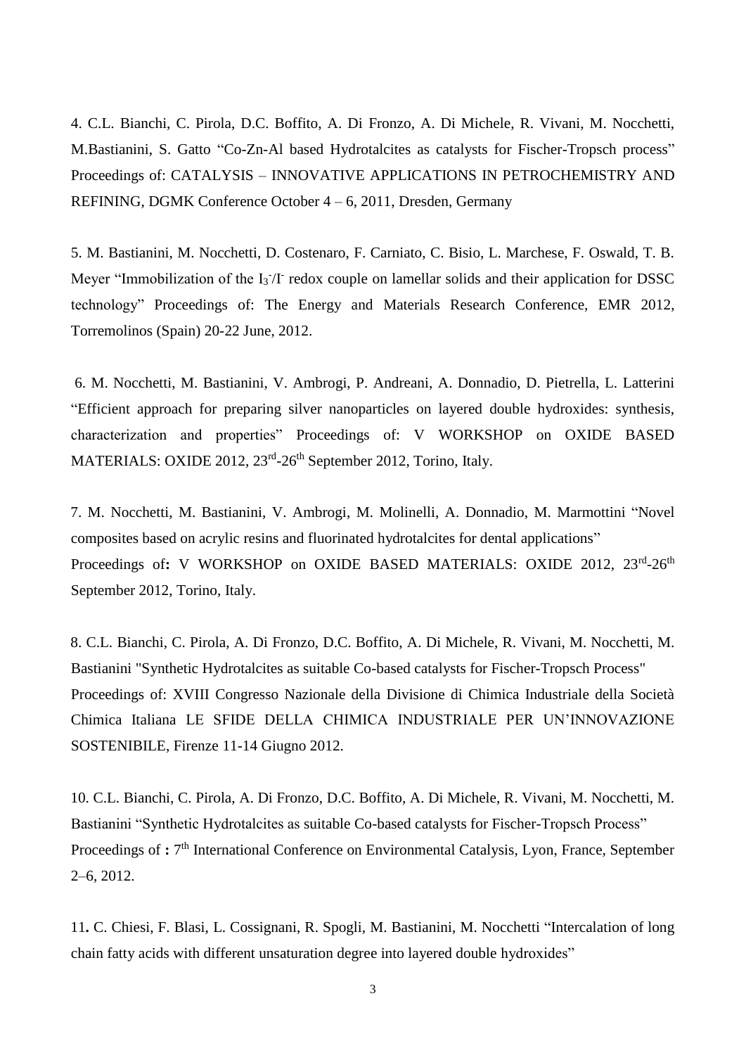4. C.L. Bianchi, C. Pirola, D.C. Boffito, A. Di Fronzo, A. Di Michele, R. Vivani, M. Nocchetti, M.Bastianini, S. Gatto "Co-Zn-Al based Hydrotalcites as catalysts for Fischer-Tropsch process" Proceedings of: CATALYSIS – INNOVATIVE APPLICATIONS IN PETROCHEMISTRY AND REFINING, DGMK Conference October 4 – 6, 2011, Dresden, Germany

5. M. Bastianini, M. Nocchetti, D. Costenaro, F. Carniato, C. Bisio, L. Marchese, F. Oswald, T. B. Meyer "Immobilization of the $I_3^-/I^-$ redox couple on lamellar solids and their application for DSSC technology" Proceedings of: The Energy and Materials Research Conference, EMR 2012, Torremolinos (Spain) 20-22 June, 2012.

6. M. Nocchetti, M. Bastianini, V. Ambrogi, P. Andreani, A. Donnadio, D. Pietrella, L. Latterini "Efficient approach for preparing silver nanoparticles on layered double hydroxides: synthesis, characterization and properties" Proceedings of: V WORKSHOP on OXIDE BASED MATERIALS: OXIDE 2012, 23rd-26th September 2012, Torino, Italy.

7. M. Nocchetti, M. Bastianini, V. Ambrogi, M. Molinelli, A. Donnadio, M. Marmottini "Novel composites based on acrylic resins and fluorinated hydrotalcites for dental applications" Proceedings of**:** V WORKSHOP on OXIDE BASED MATERIALS: OXIDE 2012, 23rd-26th September 2012, Torino, Italy.

8. C.L. Bianchi, C. Pirola, A. Di Fronzo, D.C. Boffito, A. Di Michele, R. Vivani, M. Nocchetti, M. Bastianini "Synthetic Hydrotalcites as suitable Co-based catalysts for Fischer-Tropsch Process" Proceedings of: XVIII Congresso Nazionale della Divisione di Chimica Industriale della Società Chimica Italiana LE SFIDE DELLA CHIMICA INDUSTRIALE PER UN'INNOVAZIONE SOSTENIBILE, Firenze 11-14 Giugno 2012.

10. C.L. Bianchi, C. Pirola, A. Di Fronzo, D.C. Boffito, A. Di Michele, R. Vivani, M. Nocchetti, M. Bastianini "Synthetic Hydrotalcites as suitable Co-based catalysts for Fischer-Tropsch Process" Proceedings of **:** 7th International Conference on Environmental Catalysis, Lyon, France, September 2–6, 2012.

11**.** C. Chiesi, F. Blasi, L. Cossignani, R. Spogli, M. Bastianini, M. Nocchetti "Intercalation of long chain fatty acids with different unsaturation degree into layered double hydroxides"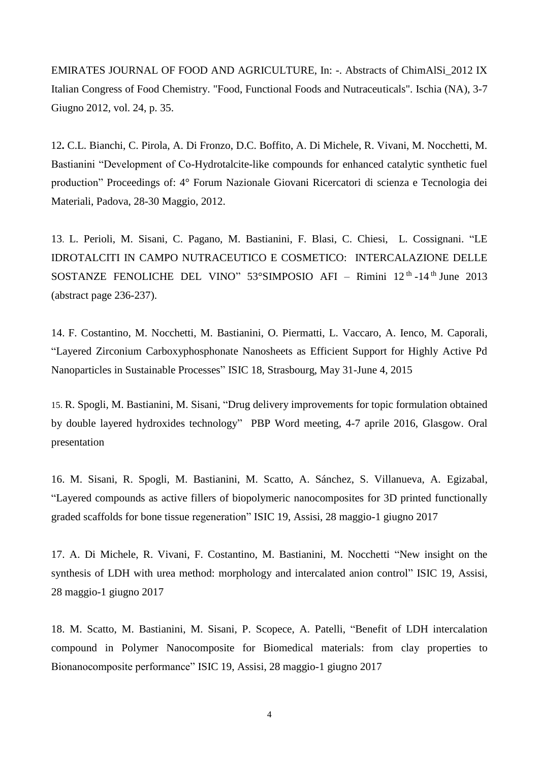EMIRATES JOURNAL OF FOOD AND AGRICULTURE, In: -. Abstracts of ChimAlSi_2012 IX Italian Congress of Food Chemistry. "Food, Functional Foods and Nutraceuticals". Ischia (NA), 3-7 Giugno 2012, vol. 24, p. 35.

12**.** C.L. Bianchi, C. Pirola, A. Di Fronzo, D.C. Boffito, A. Di Michele, R. Vivani, M. Nocchetti, M. Bastianini "Development of Co-Hydrotalcite-like compounds for enhanced catalytic synthetic fuel production" Proceedings of: 4° Forum Nazionale Giovani Ricercatori di scienza e Tecnologia dei Materiali, Padova, 28-30 Maggio, 2012.

13. L. Perioli, M. Sisani, C. Pagano, M. Bastianini, F. Blasi, C. Chiesi, L. Cossignani. "LE IDROTALCITI IN CAMPO NUTRACEUTICO E COSMETICO: INTERCALAZIONE DELLE SOSTANZE FENOLICHE DEL VINO" 53°SIMPOSIO AFI – Rimini 12th-14th June 2013 (abstract page 236-237).

14. F. Costantino, M. Nocchetti, M. Bastianini, O. Piermatti, L. Vaccaro, A. Ienco, M. Caporali, "Layered Zirconium Carboxyphosphonate Nanosheets as Efficient Support for Highly Active Pd Nanoparticles in Sustainable Processes" ISIC 18, Strasbourg, May 31-June 4, 2015

15. R. Spogli, M. Bastianini, M. Sisani, "Drug delivery improvements for topic formulation obtained by double layered hydroxides technology" PBP Word meeting, 4-7 aprile 2016, Glasgow. Oral presentation

16. M. Sisani, R. Spogli, M. Bastianini, M. Scatto, A. Sánchez, S. Villanueva, A. Egizabal, "Layered compounds as active fillers of biopolymeric nanocomposites for 3D printed functionally graded scaffolds for bone tissue regeneration" ISIC 19, Assisi, 28 maggio-1 giugno 2017

17. A. Di Michele, R. Vivani, F. Costantino, M. Bastianini, M. Nocchetti "New insight on the synthesis of LDH with urea method: morphology and intercalated anion control" ISIC 19, Assisi, 28 maggio-1 giugno 2017

18. M. Scatto, M. Bastianini, M. Sisani, P. Scopece, A. Patelli, "Benefit of LDH intercalation compound in Polymer Nanocomposite for Biomedical materials: from clay properties to Bionanocomposite performance" ISIC 19, Assisi, 28 maggio-1 giugno 2017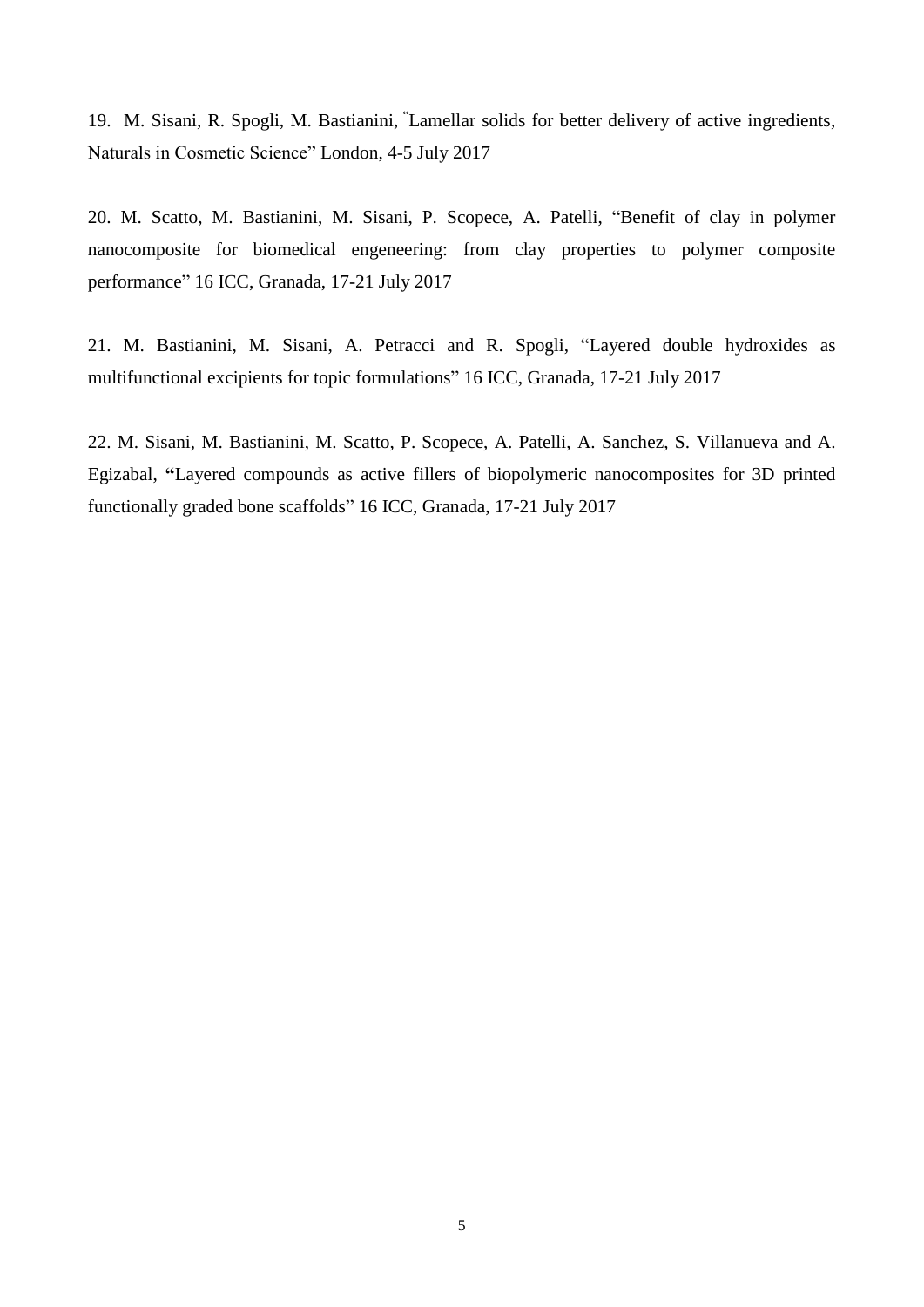19. M. Sisani, R. Spogli, M. Bastianini, "Lamellar solids for better delivery of active ingredients, Naturals in Cosmetic Science" London, 4-5 July 2017

20. M. Scatto, M. Bastianini, M. Sisani, P. Scopece, A. Patelli, "Benefit of clay in polymer nanocomposite for biomedical engeneering: from clay properties to polymer composite performance" 16 ICC, Granada, 17-21 July 2017

21. M. Bastianini, M. Sisani, A. Petracci and R. Spogli, "Layered double hydroxides as multifunctional excipients for topic formulations" 16 ICC, Granada, 17-21 July 2017

22. M. Sisani, M. Bastianini, M. Scatto, P. Scopece, A. Patelli, A. Sanchez, S. Villanueva and A. Egizabal, **"**Layered compounds as active fillers of biopolymeric nanocomposites for 3D printed functionally graded bone scaffolds" 16 ICC, Granada, 17-21 July 2017